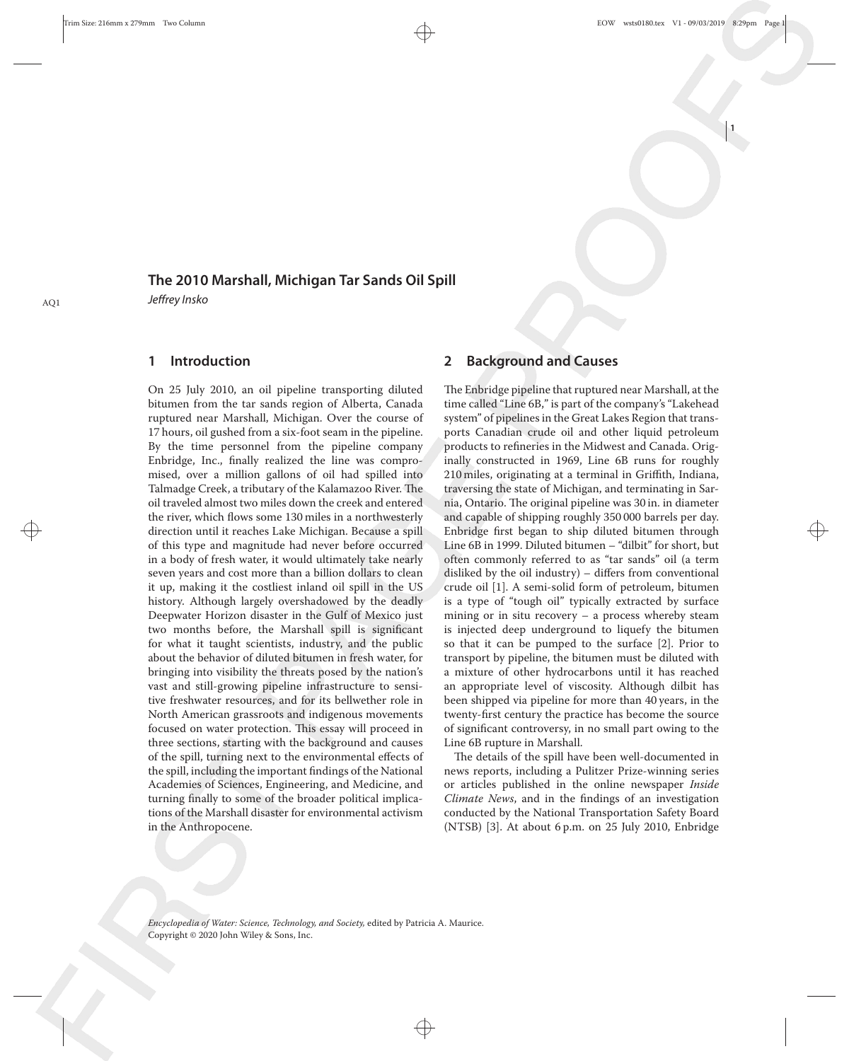# The 2010 Marshall, Michigan Tar Sands Oil Spill

*Jeffrey Insko*

## 1 Introduction

On 25 July 2010, an oil pipeline transporting diluted bitumen from the tar sands region of Alberta, Canada ruptured near Marshall, Michigan. Over the course of 17 hours, oil gushed from a six-foot seam in the pipeline. By the time personnel from the pipeline company Enbridge, Inc., finally realized the line was compromised, over a million gallons of oil had spilled into Talmadge Creek, a tributary of the Kalamazoo River. The oil traveled almost two miles down the creek and entered the river, which flows some 130 miles in a northwesterly direction until it reaches Lake Michigan. Because a spill of this type and magnitude had never before occurred in a body of fresh water, it would ultimately take nearly seven years and cost more than a billion dollars to clean it up, making it the costliest inland oil spill in the US history. Although largely overshadowed by the deadly Deepwater Horizon disaster in the Gulf of Mexico just two months before, the Marshall spill is significant for what it taught scientists, industry, and the public about the behavior of diluted bitumen in fresh water, for bringing into visibility the threats posed by the nation's vast and still-growing pipeline infrastructure to sensitive freshwater resources, and for its bellwether role in North American grassroots and indigenous movements focused on water protection. This essay will proceed in three sections, starting with the background and causes of the spill, turning next to the environmental effects of the spill, including the important findings of the National Academies of Sciences, Engineering, and Medicine, and turning finally to some of the broader political implications of the Marshall disaster for environmental activism in the Anthropocene.

## 2 Background and Causes

The Enbridge pipeline that ruptured near Marshall, at the time called "Line 6B," is part of the company's "Lakehead system" of pipelines in the Great Lakes Region that transports Canadian crude oil and other liquid petroleum products to refineries in the Midwest and Canada. Originally constructed in 1969, Line 6B runs for roughly 210 miles, originating at a terminal in Griffith, Indiana, traversing the state of Michigan, and terminating in Sarnia, Ontario. The original pipeline was 30 in. in diameter and capable of shipping roughly 350 000 barrels per day. Enbridge first began to ship diluted bitumen through Line 6B in 1999. Diluted bitumen – "dilbit" for short, but often commonly referred to as "tar sands" oil (a term disliked by the oil industry) – differs from conventional crude oil [1]. A semi-solid form of petroleum, bitumen is a type of "tough oil" typically extracted by surface mining or in situ recovery – a process whereby steam is injected deep underground to liquefy the bitumen so that it can be pumped to the surface [2]. Prior to transport by pipeline, the bitumen must be diluted with a mixture of other hydrocarbons until it has reached an appropriate level of viscosity. Although dilbit has been shipped via pipeline for more than 40 years, in the twenty-first century the practice has become the source of significant controversy, in no small part owing to the Line 6B rupture in Marshall.

The details of the spill have been well-documented in news reports, including a Pulitzer Prize-winning series or articles published in the online newspaper *Inside Climate News*, and in the findings of an investigation conducted by the National Transportation Safety Board (NTSB) [3]. At about 6 p.m. on 25 July 2010, Enbridge

*Encyclopedia of Water: Science, Technology, and Society,* edited by Patricia A. Maurice.
Copyright © 2020 John Wiley & Sons, Inc.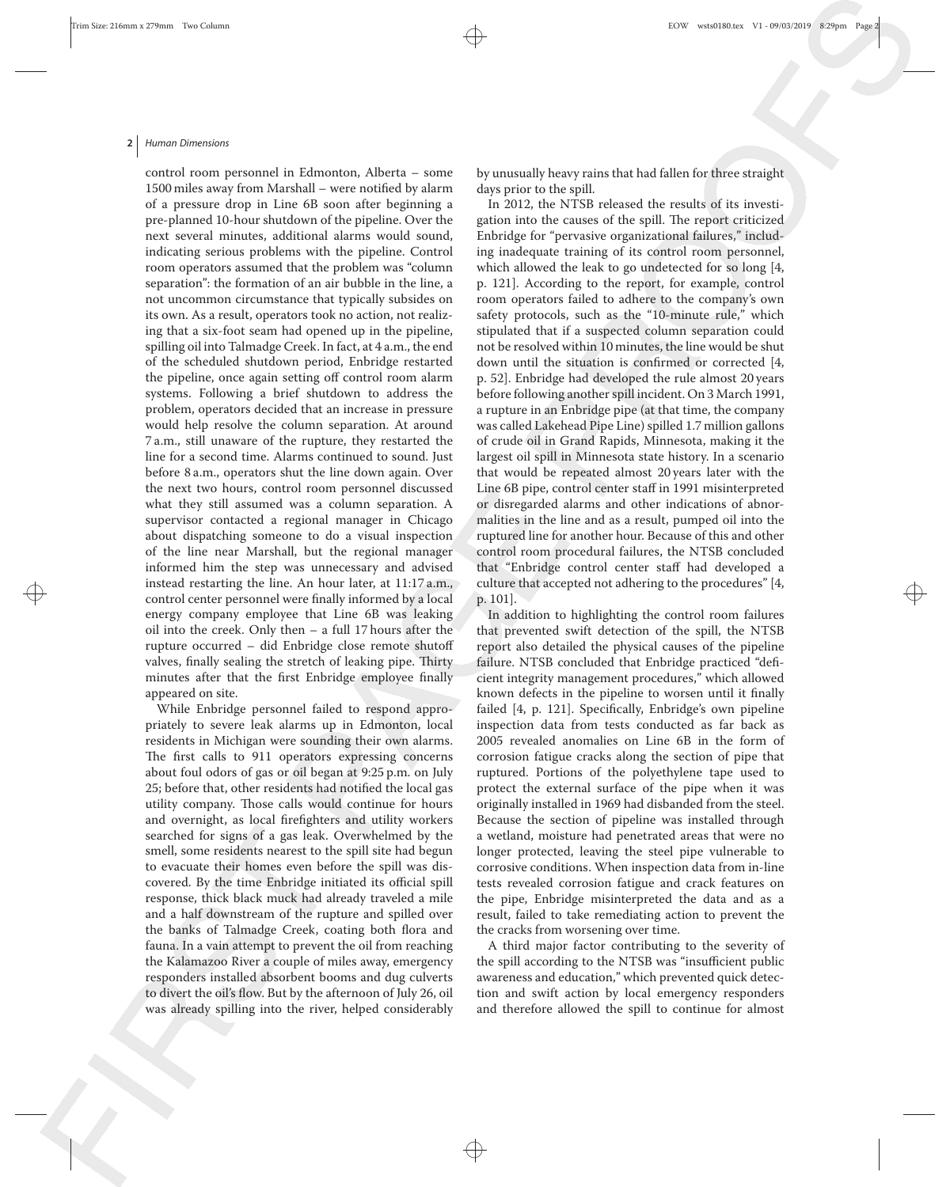control room personnel in Edmonton, Alberta – some 1500 miles away from Marshall – were notified by alarm of a pressure drop in Line 6B soon after beginning a pre-planned 10-hour shutdown of the pipeline. Over the next several minutes, additional alarms would sound, indicating serious problems with the pipeline. Control room operators assumed that the problem was "column separation": the formation of an air bubble in the line, a not uncommon circumstance that typically subsides on its own. As a result, operators took no action, not realizing that a six-foot seam had opened up in the pipeline, spilling oil into Talmadge Creek. In fact, at 4 a.m., the end of the scheduled shutdown period, Enbridge restarted the pipeline, once again setting off control room alarm systems. Following a brief shutdown to address the problem, operators decided that an increase in pressure would help resolve the column separation. At around 7 a.m., still unaware of the rupture, they restarted the line for a second time. Alarms continued to sound. Just before 8 a.m., operators shut the line down again. Over the next two hours, control room personnel discussed what they still assumed was a column separation. A supervisor contacted a regional manager in Chicago about dispatching someone to do a visual inspection of the line near Marshall, but the regional manager informed him the step was unnecessary and advised instead restarting the line. An hour later, at 11:17 a.m., control center personnel were finally informed by a local energy company employee that Line 6B was leaking oil into the creek. Only then – a full 17 hours after the rupture occurred – did Enbridge close remote shutoff valves, finally sealing the stretch of leaking pipe. Thirty minutes after that the first Enbridge employee finally appeared on site.

While Enbridge personnel failed to respond appropriately to severe leak alarms up in Edmonton, local residents in Michigan were sounding their own alarms. The first calls to 911 operators expressing concerns about foul odors of gas or oil began at 9:25 p.m. on July 25; before that, other residents had notified the local gas utility company. Those calls would continue for hours and overnight, as local firefighters and utility workers searched for signs of a gas leak. Overwhelmed by the smell, some residents nearest to the spill site had begun to evacuate their homes even before the spill was discovered. By the time Enbridge initiated its official spill response, thick black muck had already traveled a mile and a half downstream of the rupture and spilled over the banks of Talmadge Creek, coating both flora and fauna. In a vain attempt to prevent the oil from reaching the Kalamazoo River a couple of miles away, emergency responders installed absorbent booms and dug culverts to divert the oil's flow. But by the afternoon of July 26, oil was already spilling into the river, helped considerably by unusually heavy rains that had fallen for three straight days prior to the spill.

In 2012, the NTSB released the results of its investigation into the causes of the spill. The report criticized Enbridge for "pervasive organizational failures," including inadequate training of its control room personnel, which allowed the leak to go undetected for so long [4, p. 121]. According to the report, for example, control room operators failed to adhere to the company's own safety protocols, such as the "10-minute rule," which stipulated that if a suspected column separation could not be resolved within 10 minutes, the line would be shut down until the situation is confirmed or corrected [4, p. 52]. Enbridge had developed the rule almost 20 years before following another spill incident. On 3 March 1991, a rupture in an Enbridge pipe (at that time, the company was called Lakehead Pipe Line) spilled 1.7 million gallons of crude oil in Grand Rapids, Minnesota, making it the largest oil spill in Minnesota state history. In a scenario that would be repeated almost 20 years later with the Line 6B pipe, control center staff in 1991 misinterpreted or disregarded alarms and other indications of abnormalities in the line and as a result, pumped oil into the ruptured line for another hour. Because of this and other control room procedural failures, the NTSB concluded that "Enbridge control center staff had developed a culture that accepted not adhering to the procedures" [4, p. 101].

In addition to highlighting the control room failures that prevented swift detection of the spill, the NTSB report also detailed the physical causes of the pipeline failure. NTSB concluded that Enbridge practiced "deficient integrity management procedures," which allowed known defects in the pipeline to worsen until it finally failed [4, p. 121]. Specifically, Enbridge's own pipeline inspection data from tests conducted as far back as 2005 revealed anomalies on Line 6B in the form of corrosion fatigue cracks along the section of pipe that ruptured. Portions of the polyethylene tape used to protect the external surface of the pipe when it was originally installed in 1969 had disbanded from the steel. Because the section of pipeline was installed through a wetland, moisture had penetrated areas that were no longer protected, leaving the steel pipe vulnerable to corrosive conditions. When inspection data from in-line tests revealed corrosion fatigue and crack features on the pipe, Enbridge misinterpreted the data and as a result, failed to take remediating action to prevent the the cracks from worsening over time.

A third major factor contributing to the severity of the spill according to the NTSB was "insufficient public awareness and education," which prevented quick detection and swift action by local emergency responders and therefore allowed the spill to continue for almost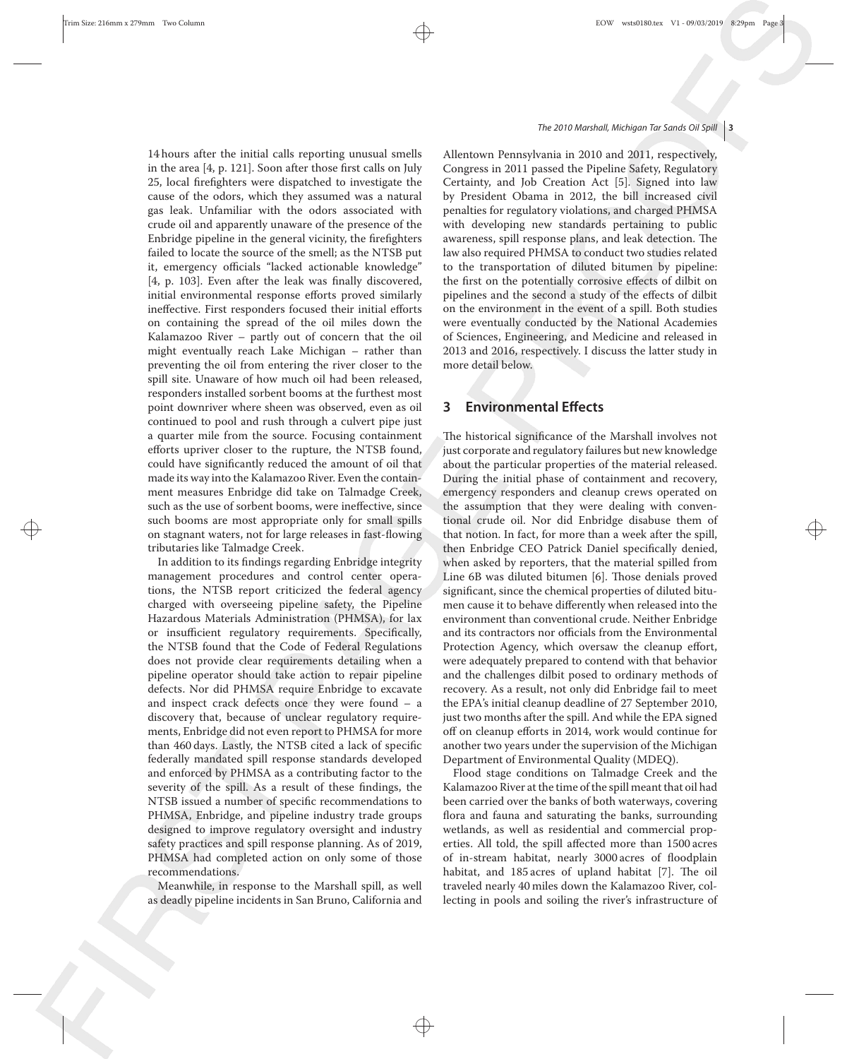14 hours after the initial calls reporting unusual smells in the area [4, p. 121]. Soon after those first calls on July 25, local firefighters were dispatched to investigate the cause of the odors, which they assumed was a natural gas leak. Unfamiliar with the odors associated with crude oil and apparently unaware of the presence of the Enbridge pipeline in the general vicinity, the firefighters failed to locate the source of the smell; as the NTSB put it, emergency officials "lacked actionable knowledge" [4, p. 103]. Even after the leak was finally discovered, initial environmental response efforts proved similarly ineffective. First responders focused their initial efforts on containing the spread of the oil miles down the Kalamazoo River – partly out of concern that the oil might eventually reach Lake Michigan – rather than preventing the oil from entering the river closer to the spill site. Unaware of how much oil had been released, responders installed sorbent booms at the furthest most point downriver where sheen was observed, even as oil continued to pool and rush through a culvert pipe just a quarter mile from the source. Focusing containment efforts upriver closer to the rupture, the NTSB found, could have significantly reduced the amount of oil that made its way into the Kalamazoo River. Even the containment measures Enbridge did take on Talmadge Creek, such as the use of sorbent booms, were ineffective, since such booms are most appropriate only for small spills on stagnant waters, not for large releases in fast-flowing tributaries like Talmadge Creek.

In addition to its findings regarding Enbridge integrity management procedures and control center operations, the NTSB report criticized the federal agency charged with overseeing pipeline safety, the Pipeline Hazardous Materials Administration (PHMSA), for lax or insufficient regulatory requirements. Specifically, the NTSB found that the Code of Federal Regulations does not provide clear requirements detailing when a pipeline operator should take action to repair pipeline defects. Nor did PHMSA require Enbridge to excavate and inspect crack defects once they were found – a discovery that, because of unclear regulatory requirements, Enbridge did not even report to PHMSA for more than 460 days. Lastly, the NTSB cited a lack of specific federally mandated spill response standards developed and enforced by PHMSA as a contributing factor to the severity of the spill. As a result of these findings, the NTSB issued a number of specific recommendations to PHMSA, Enbridge, and pipeline industry trade groups designed to improve regulatory oversight and industry safety practices and spill response planning. As of 2019, PHMSA had completed action on only some of those recommendations.

Meanwhile, in response to the Marshall spill, as well as deadly pipeline incidents in San Bruno, California and Allentown Pennsylvania in 2010 and 2011, respectively, Congress in 2011 passed the Pipeline Safety, Regulatory Certainty, and Job Creation Act [5]. Signed into law by President Obama in 2012, the bill increased civil penalties for regulatory violations, and charged PHMSA with developing new standards pertaining to public awareness, spill response plans, and leak detection. The law also required PHMSA to conduct two studies related to the transportation of diluted bitumen by pipeline: the first on the potentially corrosive effects of dilbit on pipelines and the second a study of the effects of dilbit on the environment in the event of a spill. Both studies were eventually conducted by the National Academies of Sciences, Engineering, and Medicine and released in 2013 and 2016, respectively. I discuss the latter study in more detail below.

## 3 Environmental Effects

The historical significance of the Marshall involves not just corporate and regulatory failures but new knowledge about the particular properties of the material released. During the initial phase of containment and recovery, emergency responders and cleanup crews operated on the assumption that they were dealing with conventional crude oil. Nor did Enbridge disabuse them of that notion. In fact, for more than a week after the spill, then Enbridge CEO Patrick Daniel specifically denied, when asked by reporters, that the material spilled from Line 6B was diluted bitumen [6]. Those denials proved significant, since the chemical properties of diluted bitumen cause it to behave differently when released into the environment than conventional crude. Neither Enbridge and its contractors nor officials from the Environmental Protection Agency, which oversaw the cleanup effort, were adequately prepared to contend with that behavior and the challenges dilbit posed to ordinary methods of recovery. As a result, not only did Enbridge fail to meet the EPA's initial cleanup deadline of 27 September 2010, just two months after the spill. And while the EPA signed off on cleanup efforts in 2014, work would continue for another two years under the supervision of the Michigan Department of Environmental Quality (MDEQ).

Flood stage conditions on Talmadge Creek and the Kalamazoo River at the time of the spill meant that oil had been carried over the banks of both waterways, covering flora and fauna and saturating the banks, surrounding wetlands, as well as residential and commercial properties. All told, the spill affected more than 1500 acres of in-stream habitat, nearly 3000 acres of floodplain habitat, and 185 acres of upland habitat [7]. The oil traveled nearly 40 miles down the Kalamazoo River, collecting in pools and soiling the river's infrastructure of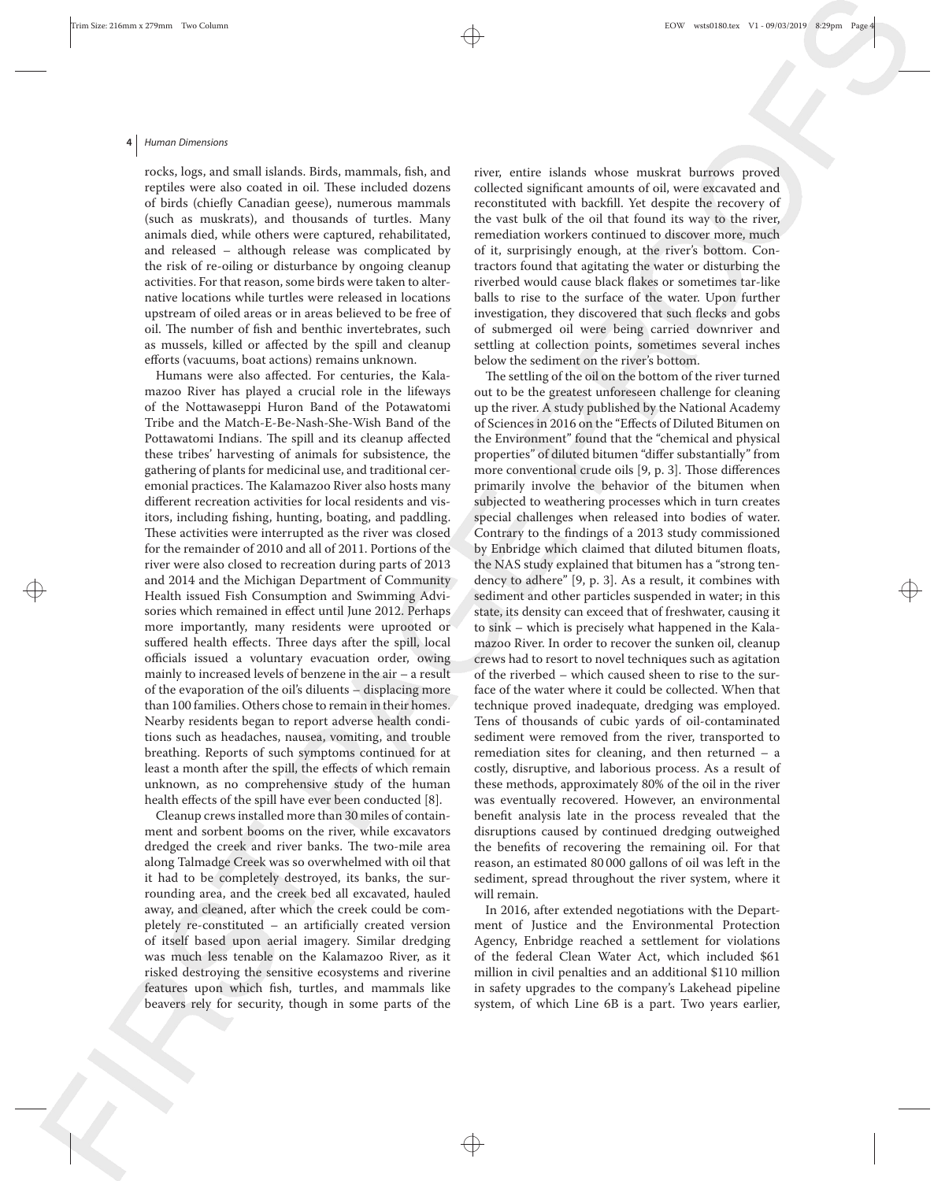rocks, logs, and small islands. Birds, mammals, fish, and reptiles were also coated in oil. These included dozens of birds (chiefly Canadian geese), numerous mammals (such as muskrats), and thousands of turtles. Many animals died, while others were captured, rehabilitated, and released – although release was complicated by the risk of re-oiling or disturbance by ongoing cleanup activities. For that reason, some birds were taken to alternative locations while turtles were released in locations upstream of oiled areas or in areas believed to be free of oil. The number of fish and benthic invertebrates, such as mussels, killed or affected by the spill and cleanup efforts (vacuums, boat actions) remains unknown.

Humans were also affected. For centuries, the Kalamazoo River has played a crucial role in the lifeways of the Nottawaseppi Huron Band of the Potawatomi Tribe and the Match-E-Be-Nash-She-Wish Band of the Pottawatomi Indians. The spill and its cleanup affected these tribes' harvesting of animals for subsistence, the gathering of plants for medicinal use, and traditional ceremonial practices. The Kalamazoo River also hosts many different recreation activities for local residents and visitors, including fishing, hunting, boating, and paddling. These activities were interrupted as the river was closed for the remainder of 2010 and all of 2011. Portions of the river were also closed to recreation during parts of 2013 and 2014 and the Michigan Department of Community Health issued Fish Consumption and Swimming Advisories which remained in effect until June 2012. Perhaps more importantly, many residents were uprooted or suffered health effects. Three days after the spill, local officials issued a voluntary evacuation order, owing mainly to increased levels of benzene in the air – a result of the evaporation of the oil's diluents – displacing more than 100 families. Others chose to remain in their homes. Nearby residents began to report adverse health conditions such as headaches, nausea, vomiting, and trouble breathing. Reports of such symptoms continued for at least a month after the spill, the effects of which remain unknown, as no comprehensive study of the human health effects of the spill have ever been conducted [8].

Cleanup crews installed more than 30 miles of containment and sorbent booms on the river, while excavators dredged the creek and river banks. The two-mile area along Talmadge Creek was so overwhelmed with oil that it had to be completely destroyed, its banks, the surrounding area, and the creek bed all excavated, hauled away, and cleaned, after which the creek could be completely re-constituted – an artificially created version of itself based upon aerial imagery. Similar dredging was much less tenable on the Kalamazoo River, as it risked destroying the sensitive ecosystems and riverine features upon which fish, turtles, and mammals like beavers rely for security, though in some parts of the river, entire islands whose muskrat burrows proved collected significant amounts of oil, were excavated and reconstituted with backfill. Yet despite the recovery of the vast bulk of the oil that found its way to the river, remediation workers continued to discover more, much of it, surprisingly enough, at the river's bottom. Contractors found that agitating the water or disturbing the riverbed would cause black flakes or sometimes tar-like balls to rise to the surface of the water. Upon further investigation, they discovered that such flecks and gobs of submerged oil were being carried downriver and settling at collection points, sometimes several inches below the sediment on the river's bottom.

The settling of the oil on the bottom of the river turned out to be the greatest unforeseen challenge for cleaning up the river. A study published by the National Academy of Sciences in 2016 on the "Effects of Diluted Bitumen on the Environment" found that the "chemical and physical properties" of diluted bitumen "differ substantially" from more conventional crude oils [9, p. 3]. Those differences primarily involve the behavior of the bitumen when subjected to weathering processes which in turn creates special challenges when released into bodies of water. Contrary to the findings of a 2013 study commissioned by Enbridge which claimed that diluted bitumen floats, the NAS study explained that bitumen has a "strong tendency to adhere" [9, p. 3]. As a result, it combines with sediment and other particles suspended in water; in this state, its density can exceed that of freshwater, causing it to sink – which is precisely what happened in the Kalamazoo River. In order to recover the sunken oil, cleanup crews had to resort to novel techniques such as agitation of the riverbed – which caused sheen to rise to the surface of the water where it could be collected. When that technique proved inadequate, dredging was employed. Tens of thousands of cubic yards of oil-contaminated sediment were removed from the river, transported to remediation sites for cleaning, and then returned – a costly, disruptive, and laborious process. As a result of these methods, approximately 80% of the oil in the river was eventually recovered. However, an environmental benefit analysis late in the process revealed that the disruptions caused by continued dredging outweighed the benefits of recovering the remaining oil. For that reason, an estimated 80 000 gallons of oil was left in the sediment, spread throughout the river system, where it will remain.

In 2016, after extended negotiations with the Department of Justice and the Environmental Protection Agency, Enbridge reached a settlement for violations of the federal Clean Water Act, which included $61 million in civil penalties and an additional $110 million in safety upgrades to the company's Lakehead pipeline system, of which Line 6B is a part. Two years earlier,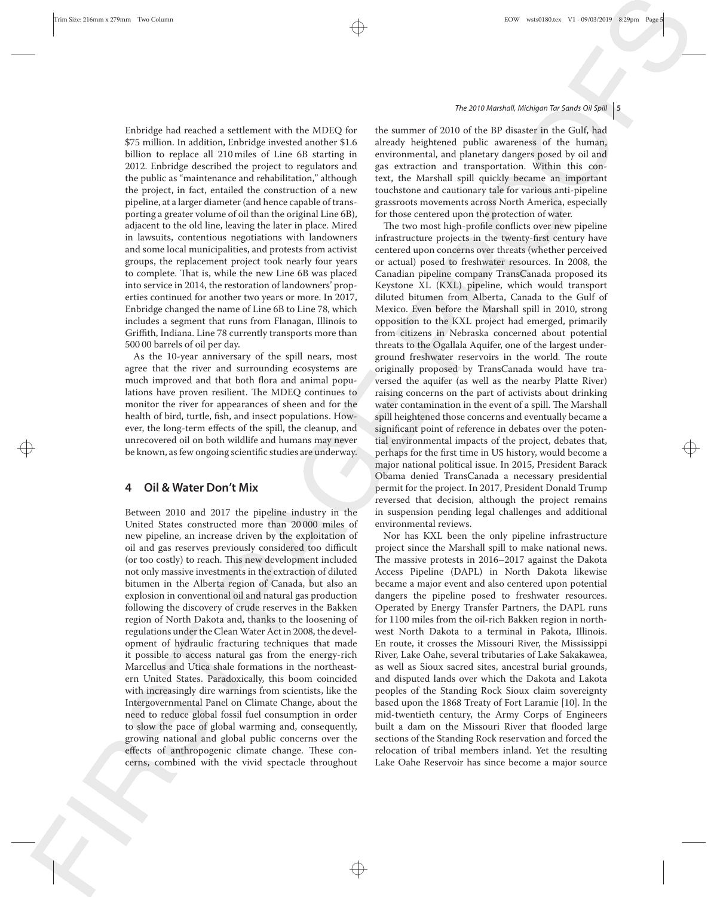Enbridge had reached a settlement with the MDEQ for $75 million. In addition, Enbridge invested another $1.6 billion to replace all 210 miles of Line 6B starting in 2012. Enbridge described the project to regulators and the public as "maintenance and rehabilitation," although the project, in fact, entailed the construction of a new pipeline, at a larger diameter (and hence capable of transporting a greater volume of oil than the original Line 6B), adjacent to the old line, leaving the later in place. Mired in lawsuits, contentious negotiations with landowners and some local municipalities, and protests from activist groups, the replacement project took nearly four years to complete. That is, while the new Line 6B was placed into service in 2014, the restoration of landowners' properties continued for another two years or more. In 2017, Enbridge changed the name of Line 6B to Line 78, which includes a segment that runs from Flanagan, Illinois to Griffith, Indiana. Line 78 currently transports more than 500 00 barrels of oil per day.

As the 10-year anniversary of the spill nears, most agree that the river and surrounding ecosystems are much improved and that both flora and animal populations have proven resilient. The MDEQ continues to monitor the river for appearances of sheen and for the health of bird, turtle, fish, and insect populations. However, the long-term effects of the spill, the cleanup, and unrecovered oil on both wildlife and humans may never be known, as few ongoing scientific studies are underway.

## 4 Oil & Water Don't Mix

Between 2010 and 2017 the pipeline industry in the United States constructed more than 20 000 miles of new pipeline, an increase driven by the exploitation of oil and gas reserves previously considered too difficult (or too costly) to reach. This new development included not only massive investments in the extraction of diluted bitumen in the Alberta region of Canada, but also an explosion in conventional oil and natural gas production following the discovery of crude reserves in the Bakken region of North Dakota and, thanks to the loosening of regulations under the Clean Water Act in 2008, the development of hydraulic fracturing techniques that made it possible to access natural gas from the energy-rich Marcellus and Utica shale formations in the northeastern United States. Paradoxically, this boom coincided with increasingly dire warnings from scientists, like the Intergovernmental Panel on Climate Change, about the need to reduce global fossil fuel consumption in order to slow the pace of global warming and, consequently, growing national and global public concerns over the effects of anthropogenic climate change. These concerns, combined with the vivid spectacle throughout the summer of 2010 of the BP disaster in the Gulf, had already heightened public awareness of the human, environmental, and planetary dangers posed by oil and gas extraction and transportation. Within this context, the Marshall spill quickly became an important touchstone and cautionary tale for various anti-pipeline grassroots movements across North America, especially for those centered upon the protection of water.

The two most high-profile conflicts over new pipeline infrastructure projects in the twenty-first century have centered upon concerns over threats (whether perceived or actual) posed to freshwater resources. In 2008, the Canadian pipeline company TransCanada proposed its Keystone XL (KXL) pipeline, which would transport diluted bitumen from Alberta, Canada to the Gulf of Mexico. Even before the Marshall spill in 2010, strong opposition to the KXL project had emerged, primarily from citizens in Nebraska concerned about potential threats to the Ogallala Aquifer, one of the largest underground freshwater reservoirs in the world. The route originally proposed by TransCanada would have traversed the aquifer (as well as the nearby Platte River) raising concerns on the part of activists about drinking water contamination in the event of a spill. The Marshall spill heightened those concerns and eventually became a significant point of reference in debates over the potential environmental impacts of the project, debates that, perhaps for the first time in US history, would become a major national political issue. In 2015, President Barack Obama denied TransCanada a necessary presidential permit for the project. In 2017, President Donald Trump reversed that decision, although the project remains in suspension pending legal challenges and additional environmental reviews.

Nor has KXL been the only pipeline infrastructure project since the Marshall spill to make national news. The massive protests in 2016–2017 against the Dakota Access Pipeline (DAPL) in North Dakota likewise became a major event and also centered upon potential dangers the pipeline posed to freshwater resources. Operated by Energy Transfer Partners, the DAPL runs for 1100 miles from the oil-rich Bakken region in northwest North Dakota to a terminal in Pakota, Illinois. En route, it crosses the Missouri River, the Mississippi River, Lake Oahe, several tributaries of Lake Sakakawea, as well as Sioux sacred sites, ancestral burial grounds, and disputed lands over which the Dakota and Lakota peoples of the Standing Rock Sioux claim sovereignty based upon the 1868 Treaty of Fort Laramie [10]. In the mid-twentieth century, the Army Corps of Engineers built a dam on the Missouri River that flooded large sections of the Standing Rock reservation and forced the relocation of tribal members inland. Yet the resulting Lake Oahe Reservoir has since become a major source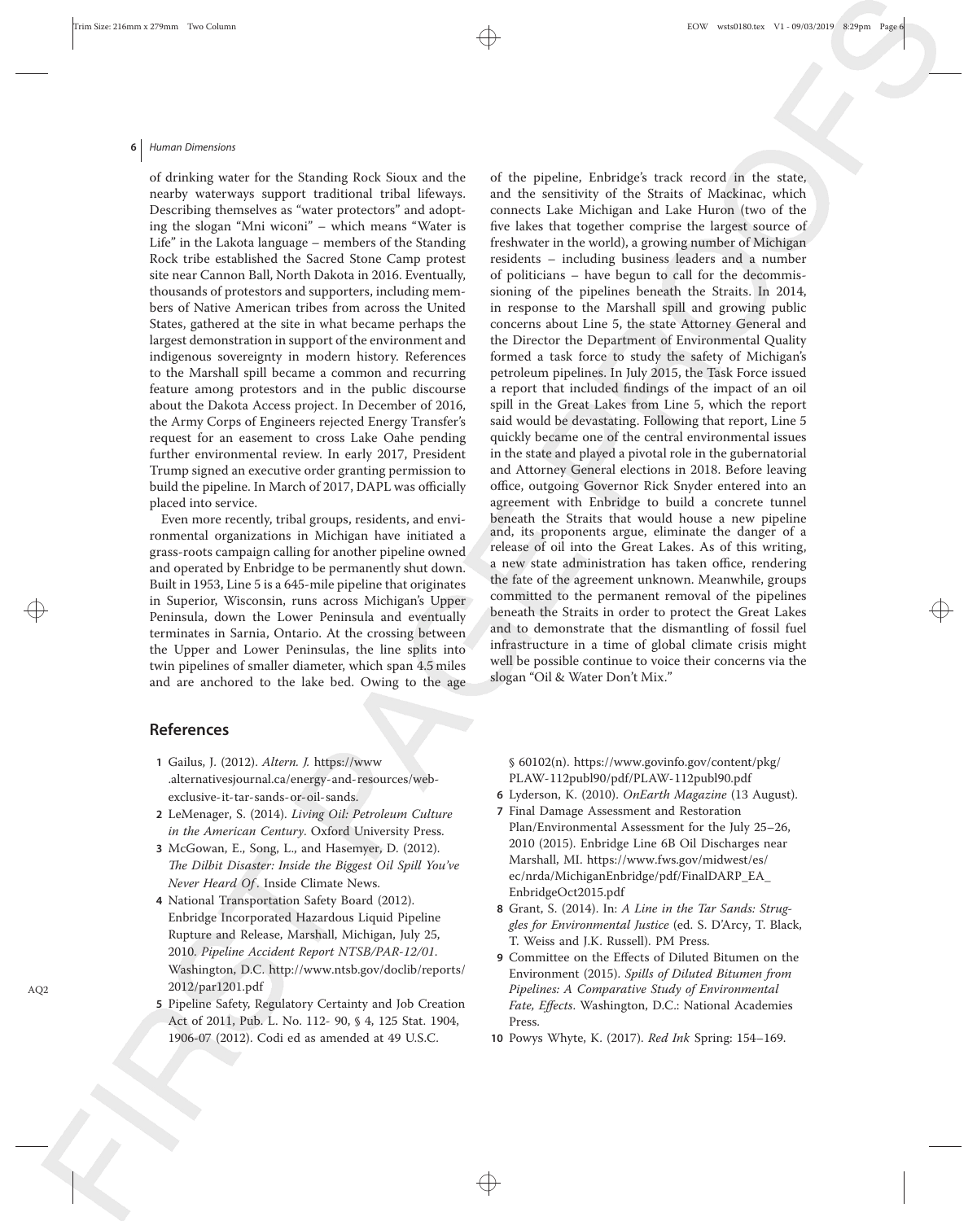of drinking water for the Standing Rock Sioux and the nearby waterways support traditional tribal lifeways. Describing themselves as "water protectors" and adopting the slogan "Mni wiconi" – which means "Water is Life" in the Lakota language – members of the Standing Rock tribe established the Sacred Stone Camp protest site near Cannon Ball, North Dakota in 2016. Eventually, thousands of protestors and supporters, including members of Native American tribes from across the United States, gathered at the site in what became perhaps the largest demonstration in support of the environment and indigenous sovereignty in modern history. References to the Marshall spill became a common and recurring feature among protestors and in the public discourse about the Dakota Access project. In December of 2016, the Army Corps of Engineers rejected Energy Transfer's request for an easement to cross Lake Oahe pending further environmental review. In early 2017, President Trump signed an executive order granting permission to build the pipeline. In March of 2017, DAPL was officially placed into service.

Even more recently, tribal groups, residents, and environmental organizations in Michigan have initiated a grass-roots campaign calling for another pipeline owned and operated by Enbridge to be permanently shut down. Built in 1953, Line 5 is a 645-mile pipeline that originates in Superior, Wisconsin, runs across Michigan's Upper Peninsula, down the Lower Peninsula and eventually terminates in Sarnia, Ontario. At the crossing between the Upper and Lower Peninsulas, the line splits into twin pipelines of smaller diameter, which span 4.5 miles and are anchored to the lake bed. Owing to the age of the pipeline, Enbridge's track record in the state, and the sensitivity of the Straits of Mackinac, which connects Lake Michigan and Lake Huron (two of the five lakes that together comprise the largest source of freshwater in the world), a growing number of Michigan residents – including business leaders and a number of politicians – have begun to call for the decommissioning of the pipelines beneath the Straits. In 2014, in response to the Marshall spill and growing public concerns about Line 5, the state Attorney General and the Director the Department of Environmental Quality formed a task force to study the safety of Michigan's petroleum pipelines. In July 2015, the Task Force issued a report that included findings of the impact of an oil spill in the Great Lakes from Line 5, which the report said would be devastating. Following that report, Line 5 quickly became one of the central environmental issues in the state and played a pivotal role in the gubernatorial and Attorney General elections in 2018. Before leaving office, outgoing Governor Rick Snyder entered into an agreement with Enbridge to build a concrete tunnel beneath the Straits that would house a new pipeline and, its proponents argue, eliminate the danger of a release of oil into the Great Lakes. As of this writing, a new state administration has taken office, rendering the fate of the agreement unknown. Meanwhile, groups committed to the permanent removal of the pipelines beneath the Straits in order to protect the Great Lakes and to demonstrate that the dismantling of fossil fuel infrastructure in a time of global climate crisis might well be possible continue to voice their concerns via the slogan "Oil & Water Don't Mix."

## References

1. Gailus, J. (2012). *Altern. J.* https://www.alternativesjournal.ca/energy-and-resources/web-exclusive-it-tar-sands-or-oil-sands.
2. LeMenager, S. (2014). *Living Oil: Petroleum Culture in the American Century*. Oxford University Press.
3. McGowan, E., Song, L., and Hasemyer, D. (2012). *The Dilbit Disaster: Inside the Biggest Oil Spill You've Never Heard Of*. Inside Climate News.
4. National Transportation Safety Board (2012). Enbridge Incorporated Hazardous Liquid Pipeline Rupture and Release, Marshall, Michigan, July 25, 2010. *Pipeline Accident Report NTSB/PAR-12/01*. Washington, D.C. http://www.ntsb.gov/doclib/reports/2012/par1201.pdf
5. Pipeline Safety, Regulatory Certainty and Job Creation Act of 2011, Pub. L. No. 112- 90, § 4, 125 Stat. 1904, 1906-07 (2012). Codi ed as amended at 49 U.S.C. § 60102(n). https://www.govinfo.gov/content/pkg/PLAW-112publ90/pdf/PLAW-112publ90.pdf
6. Lyderson, K. (2010). *OnEarth Magazine* (13 August).
7. Final Damage Assessment and Restoration Plan/Environmental Assessment for the July 25–26, 2010 (2015). Enbridge Line 6B Oil Discharges near Marshall, MI. https://www.fws.gov/midwest/es/ec/nrda/MichiganEnbridge/pdf/FinalDARP_EA_EnbridgeOct2015.pdf
8. Grant, S. (2014). In: *A Line in the Tar Sands: Struggles for Environmental Justice* (ed. S. D'Arcy, T. Black, T. Weiss and J.K. Russell). PM Press.
9. Committee on the Effects of Diluted Bitumen on the Environment (2015). *Spills of Diluted Bitumen from Pipelines: A Comparative Study of Environmental Fate, Effects*. Washington, D.C.: National Academies Press.
10. Powys Whyte, K. (2017). *Red Ink* Spring: 154–169.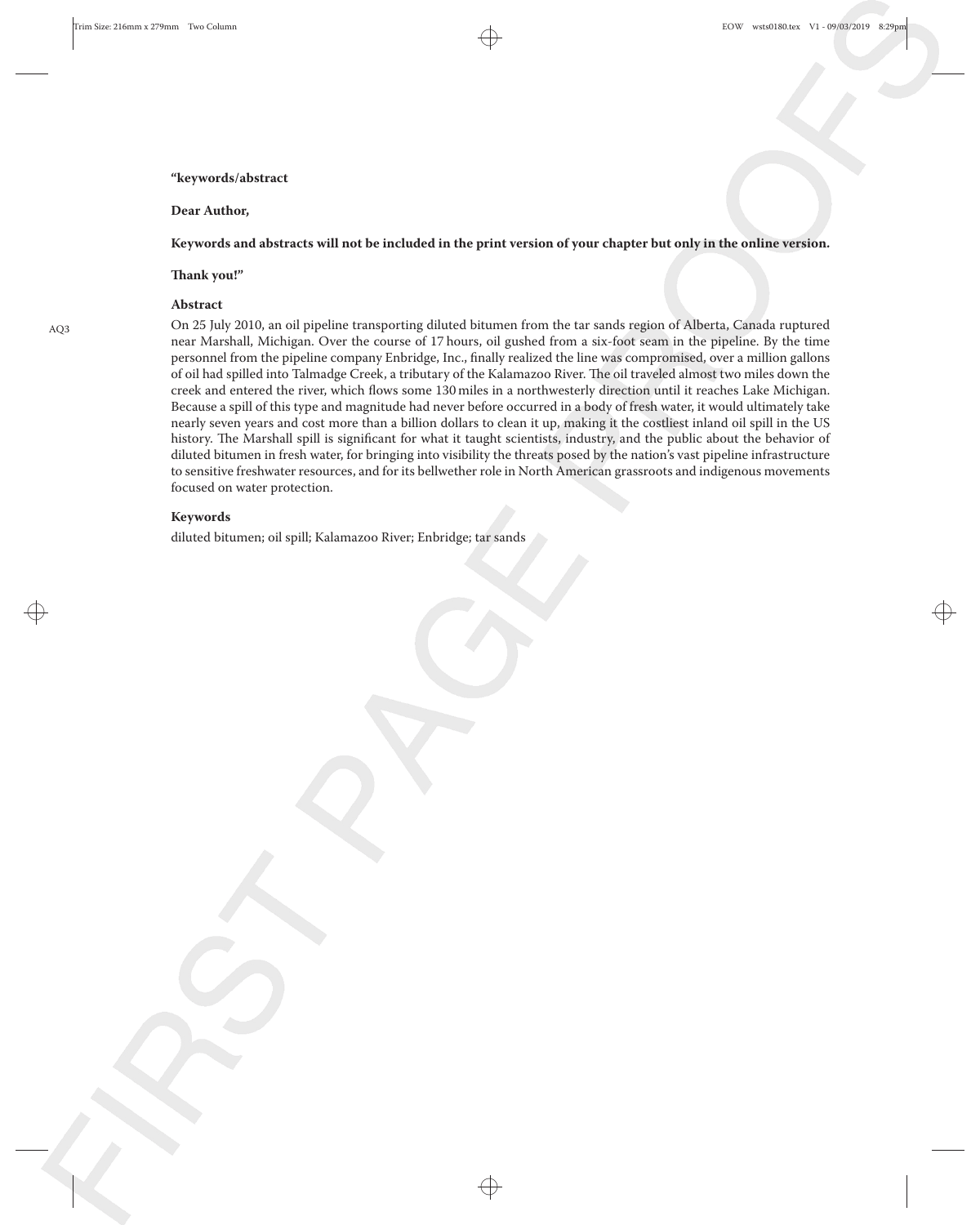**"keywords/abstract**

**Dear Author,**

**Keywords and abstracts will not be included in the print version of your chapter but only in the online version.**

**Thank you!"**

**Abstract**

On 25 July 2010, an oil pipeline transporting diluted bitumen from the tar sands region of Alberta, Canada ruptured near Marshall, Michigan. Over the course of 17 hours, oil gushed from a six-foot seam in the pipeline. By the time personnel from the pipeline company Enbridge, Inc., finally realized the line was compromised, over a million gallons of oil had spilled into Talmadge Creek, a tributary of the Kalamazoo River. The oil traveled almost two miles down the creek and entered the river, which flows some 130 miles in a northwesterly direction until it reaches Lake Michigan. Because a spill of this type and magnitude had never before occurred in a body of fresh water, it would ultimately take nearly seven years and cost more than a billion dollars to clean it up, making it the costliest inland oil spill in the US history. The Marshall spill is significant for what it taught scientists, industry, and the public about the behavior of diluted bitumen in fresh water, for bringing into visibility the threats posed by the nation's vast pipeline infrastructure to sensitive freshwater resources, and for its bellwether role in North American grassroots and indigenous movements focused on water protection.

**Keywords**

diluted bitumen; oil spill; Kalamazoo River; Enbridge; tar sands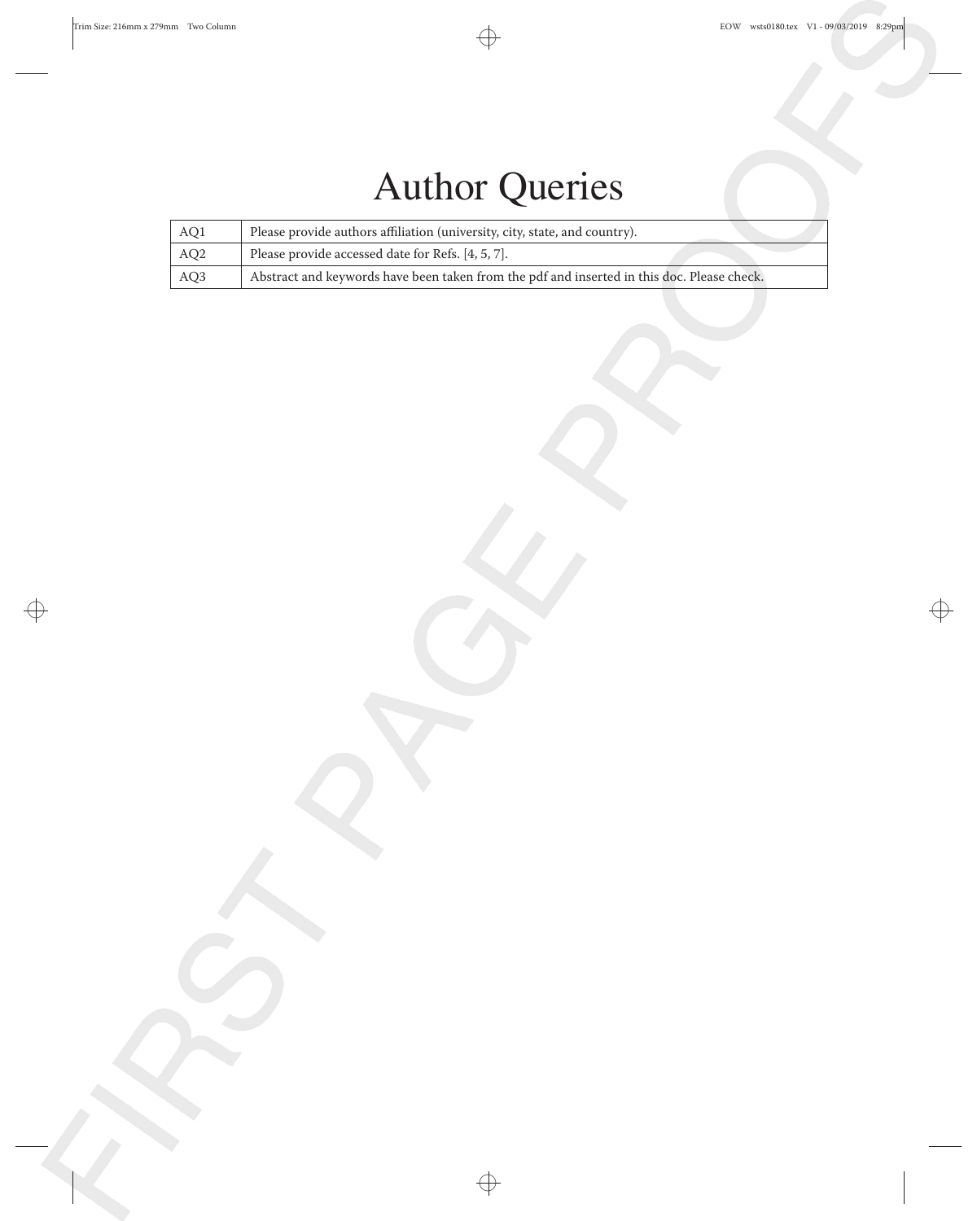# Author Queries

| | |
|---|---|
| AQ1 | Please provide authors affiliation (university, city, state, and country). |
| AQ2 | Please provide accessed date for Refs. [4, 5, 7]. |
| AQ3 | Abstract and keywords have been taken from the pdf and inserted in this doc. Please check. |